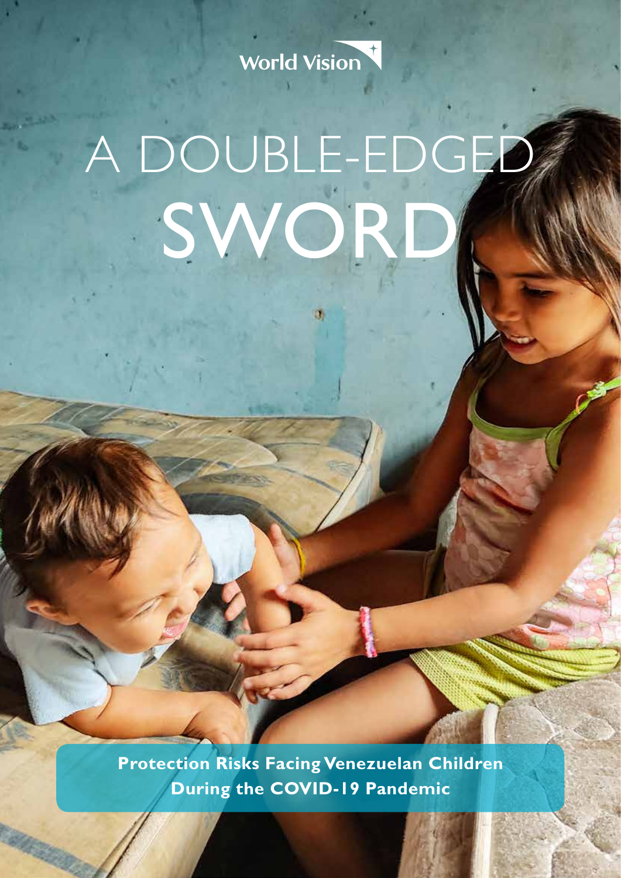World Vision

# A DOUBLE-EDGED SWORD

**Protection Risks Facing Venezuelan Children During the COVID-19 Pandemic**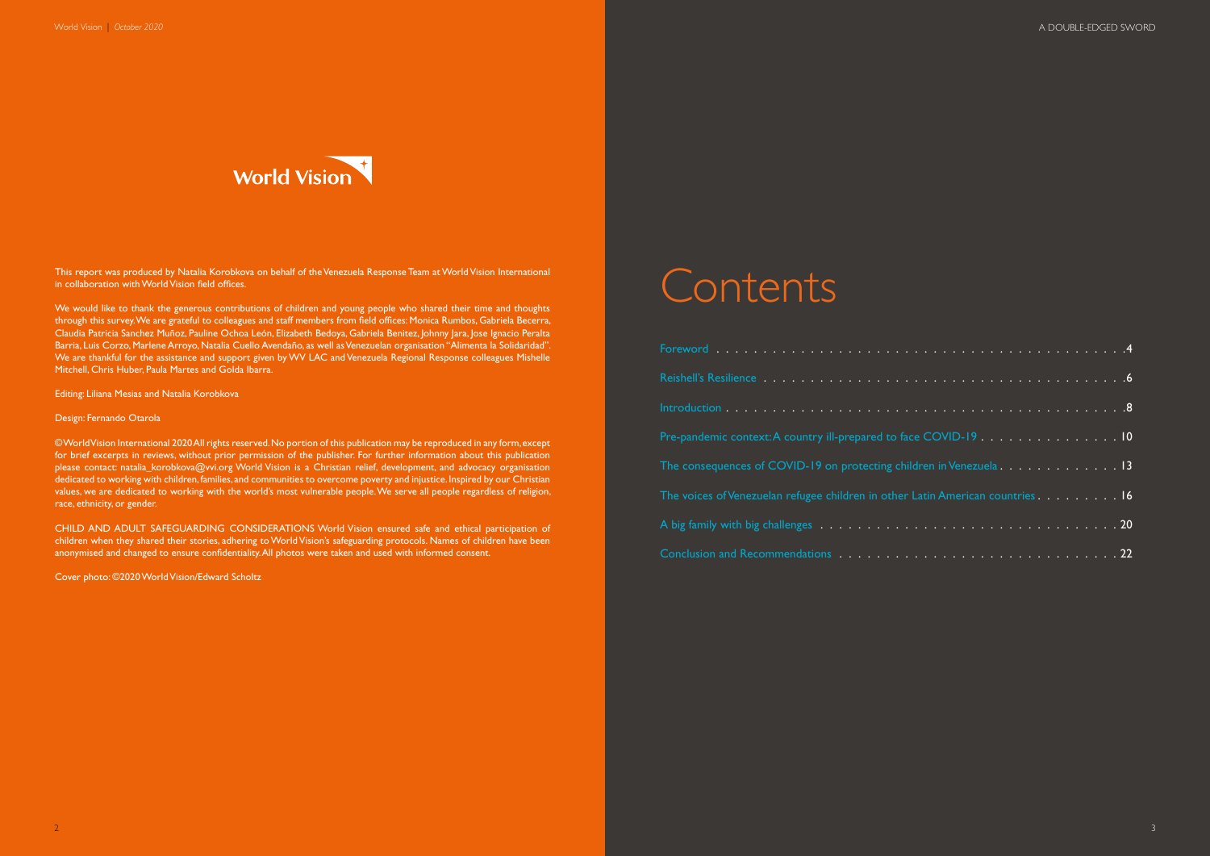World Vision

This report was produced by Natalia Korobkova on behalf of the Venezuela Response Team at World Vision International in collaboration with World Vision field offices.

We would like to thank the generous contributions of children and young people who shared their time and thoughts through this survey. We are grateful to colleagues and staff members from field offices: Monica Rumbos, Gabriela Becerra, Claudia Patricia Sanchez Muñoz, Pauline Ochoa León, Elizabeth Bedoya, Gabriela Benitez, Johnny Jara, Jose Ignacio Peralta Barria, Luis Corzo, Marlene Arroyo, Natalia Cuello Avendaño, as well as Venezuelan organisation "Alimenta la Solidaridad". We are thankful for the assistance and support given by WV LAC and Venezuela Regional Response colleagues Mishelle Mitchell, Chris Huber, Paula Martes and Golda Ibarra.

Editing: Liliana Mesias and Natalia Korobkova

Design: Fernando Otarola

© World Vision International 2020 All rights reserved. No portion of this publication may be reproduced in any form, except for brief excerpts in reviews, without prior permission of the publisher. For further information about this publication please contact: natalia_korobkova@wvi.org World Vision is a Christian relief, development, and advocacy organisation dedicated to working with children, families, and communities to overcome poverty and injustice. Inspired by our Christian values, we are dedicated to working with the world's most vulnerable people. We serve all people regardless of religion, race, ethnicity, or gender.

CHILD AND ADULT SAFEGUARDING CONSIDERATIONS World Vision ensured safe and ethical participation of children when they shared their stories, adhering to World Vision's safeguarding protocols. Names of children have been anonymised and changed to ensure confidentiality. All photos were taken and used with informed consent.

Cover photo: ©2020 World Vision/Edward Scholtz

# Contents

- Foreword . . . 4
- Reishell's Resilience . . . 6
- Introduction . . . 8
- Pre-pandemic context: A country ill-prepared to face COVID-19 . . . 10
- The consequences of COVID-19 on protecting children in Venezuela . . . 13
- The voices of Venezuelan refugee children in other Latin American countries . . . 16
- A big family with big challenges . . . 20
- Conclusion and Recommendations . . . 22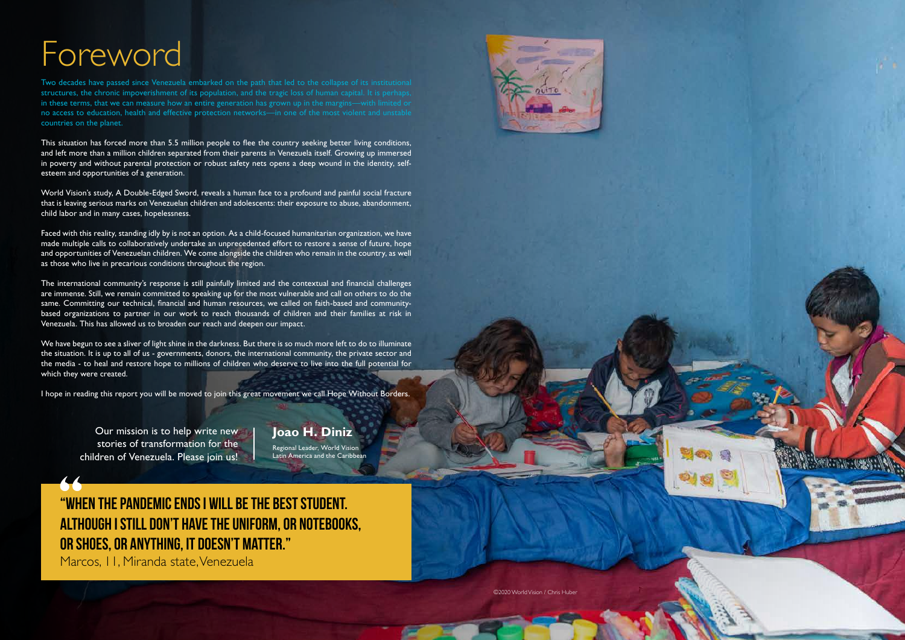# Foreword

Two decades have passed since Venezuela embarked on the path that led to the collapse of its institutional structures, the chronic impoverishment of its population, and the tragic loss of human capital. It is perhaps, in these terms, that we can measure how an entire generation has grown up in the margins—with limited or no access to education, health and effective protection networks—in one of the most violent and unstable countries on the planet.

This situation has forced more than 5.5 million people to flee the country seeking better living conditions, and left more than a million children separated from their parents in Venezuela itself. Growing up immersed in poverty and without parental protection or robust safety nets opens a deep wound in the identity, self-esteem and opportunities of a generation.

World Vision's study, A Double-Edged Sword, reveals a human face to a profound and painful social fracture that is leaving serious marks on Venezuelan children and adolescents: their exposure to abuse, abandonment, child labor and in many cases, hopelessness.

Faced with this reality, standing idly by is not an option. As a child-focused humanitarian organization, we have made multiple calls to collaboratively undertake an unprecedented effort to restore a sense of future, hope and opportunities of Venezuelan children. We come alongside the children who remain in the country, as well as those who live in precarious conditions throughout the region.

The international community's response is still painfully limited and the contextual and financial challenges are immense. Still, we remain committed to speaking up for the most vulnerable and call on others to do the same. Committing our technical, financial and human resources, we called on faith-based and community-based organizations to partner in our work to reach thousands of children and their families at risk in Venezuela. This has allowed us to broaden our reach and deepen our impact.

We have begun to see a sliver of light shine in the darkness. But there is so much more left to do to illuminate the situation. It is up to all of us - governments, donors, the international community, the private sector and the media - to heal and restore hope to millions of children who deserve to live into the full potential for which they were created.

I hope in reading this report you will be moved to join this great movement we call Hope Without Borders.

Our mission is to help write new stories of transformation for the children of Venezuela. Please join us!

**Joao H. Diniz**
Regional Leader, World Vision Latin America and the Caribbean

> **"WHEN THE PANDEMIC ENDS I WILL BE THE BEST STUDENT. ALTHOUGH I STILL DON'T HAVE THE UNIFORM, OR NOTEBOOKS, OR SHOES, OR ANYTHING, IT DOESN'T MATTER."**
> Marcos, 11, Miranda state, Venezuela

©2020 World Vision / Chris Huber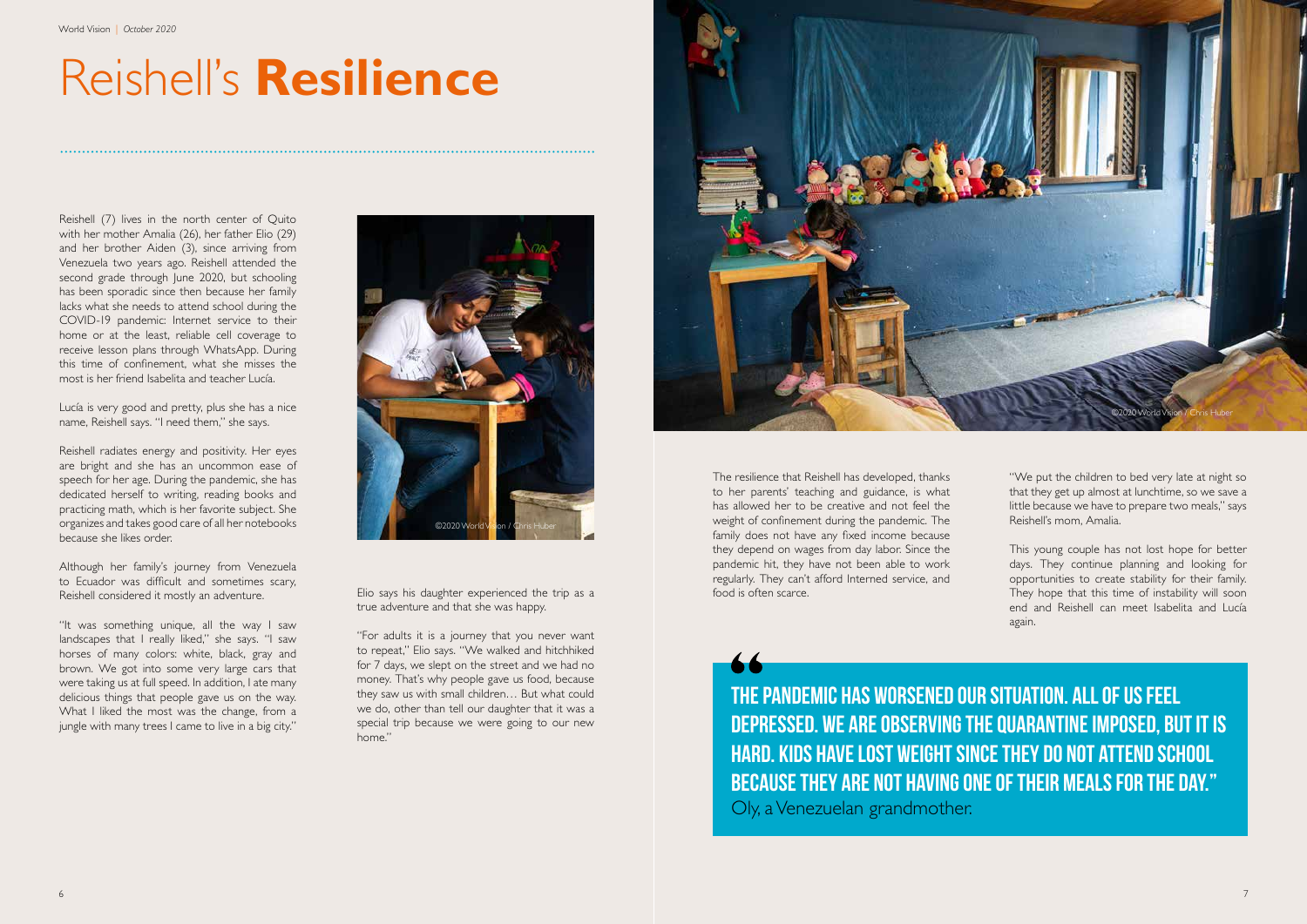# Reishell's **Resilience**

Reishell (7) lives in the north center of Quito with her mother Amalia (26), her father Elio (29) and her brother Aiden (3), since arriving from Venezuela two years ago. Reishell attended the second grade through June 2020, but schooling has been sporadic since then because her family lacks what she needs to attend school during the COVID-19 pandemic: Internet service to their home or at the least, reliable cell coverage to receive lesson plans through WhatsApp. During this time of confinement, what she misses the most is her friend Isabelita and teacher Lucía.

Lucía is very good and pretty, plus she has a nice name, Reishell says. "I need them," she says.

Reishell radiates energy and positivity. Her eyes are bright and she has an uncommon ease of speech for her age. During the pandemic, she has dedicated herself to writing, reading books and practicing math, which is her favorite subject. She organizes and takes good care of all her notebooks because she likes order.

Although her family's journey from Venezuela to Ecuador was difficult and sometimes scary, Reishell considered it mostly an adventure.

"It was something unique, all the way I saw landscapes that I really liked," she says. "I saw horses of many colors: white, black, gray and brown. We got into some very large cars that were taking us at full speed. In addition, I ate many delicious things that people gave us on the way. What I liked the most was the change, from a jungle with many trees I came to live in a big city."

©2020 World Vision / Chris Huber

Elio says his daughter experienced the trip as a true adventure and that she was happy.

"For adults it is a journey that you never want to repeat," Elio says. "We walked and hitchhiked for 7 days, we slept on the street and we had no money. That's why people gave us food, because they saw us with small children… But what could we do, other than tell our daughter that it was a special trip because we were going to our new home."

©2020 World Vision / Chris Huber

The resilience that Reishell has developed, thanks to her parents' teaching and guidance, is what has allowed her to be creative and not feel the weight of confinement during the pandemic. The family does not have any fixed income because they depend on wages from day labor. Since the pandemic hit, they have not been able to work regularly. They can't afford Interned service, and food is often scarce.

"We put the children to bed very late at night so that they get up almost at lunchtime, so we save a little because we have to prepare two meals," says Reishell's mom, Amalia.

This young couple has not lost hope for better days. They continue planning and looking for opportunities to create stability for their family. They hope that this time of instability will soon end and Reishell can meet Isabelita and Lucía again.

> **"The pandemic has worsened our situation. All of us feel depressed. We are observing the quarantine imposed, but it is hard. Kids have lost weight since they do not attend school because they are not having one of their meals for the day."**
>
> Oly, a Venezuelan grandmother.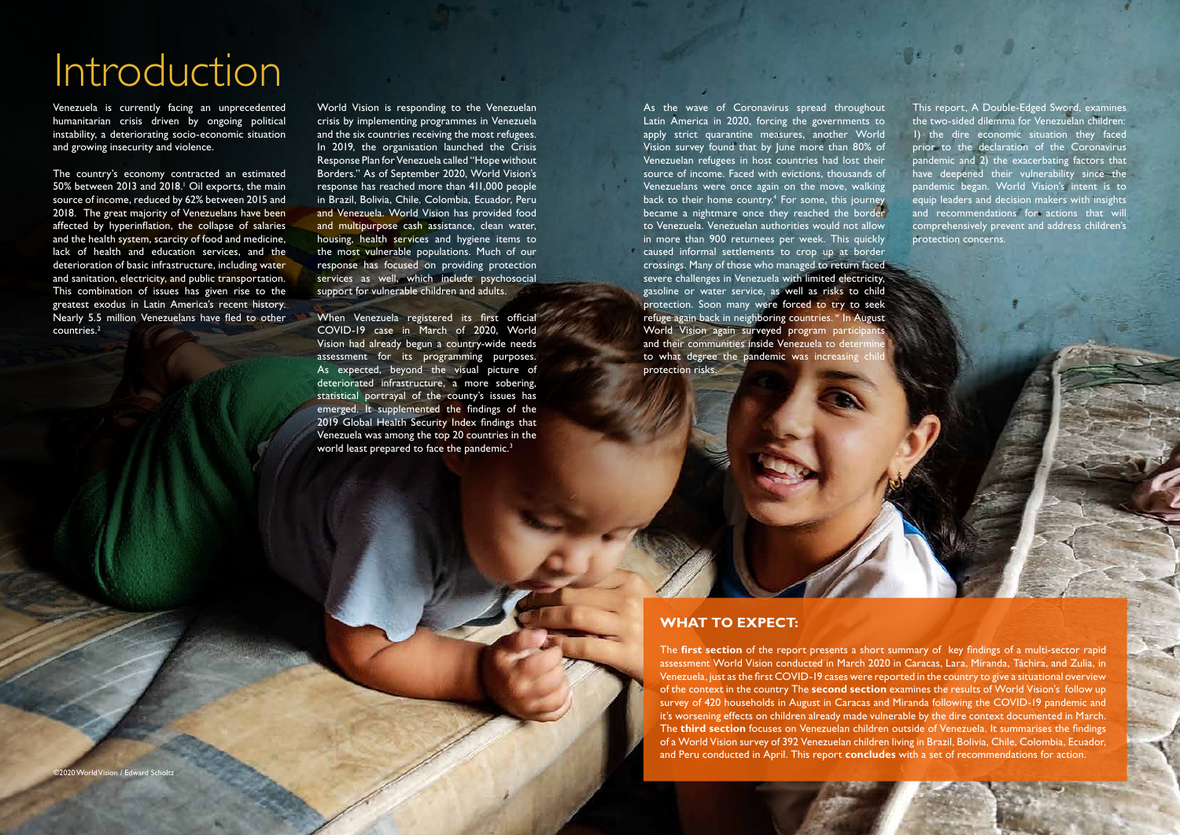# Introduction

Venezuela is currently facing an unprecedented humanitarian crisis driven by ongoing political instability, a deteriorating socio-economic situation and growing insecurity and violence.

The country's economy contracted an estimated 50% between 2013 and 2018.[1] Oil exports, the main source of income, reduced by 62% between 2015 and 2018. The great majority of Venezuelans have been affected by hyperinflation, the collapse of salaries and the health system, scarcity of food and medicine, lack of health and education services, and the deterioration of basic infrastructure, including water and sanitation, electricity, and public transportation. This combination of issues has given rise to the greatest exodus in Latin America's recent history. Nearly 5.5 million Venezuelans have fled to other countries.[2]

World Vision is responding to the Venezuelan crisis by implementing programmes in Venezuela and the six countries receiving the most refugees. In 2019, the organisation launched the Crisis Response Plan for Venezuela called "Hope without Borders." As of September 2020, World Vision's response has reached more than 411,000 people in Brazil, Bolivia, Chile, Colombia, Ecuador, Peru and Venezuela. World Vision has provided food and multipurpose cash assistance, clean water, housing, health services and hygiene items to the most vulnerable populations. Much of our response has focused on providing protection services as well, which include psychosocial support for vulnerable children and adults.

When Venezuela registered its first official COVID-19 case in March of 2020, World Vision had already begun a country-wide needs assessment for its programming purposes. As expected, beyond the visual picture of deteriorated infrastructure, a more sobering, statistical portrayal of the county's issues has emerged. It supplemented the findings of the 2019 Global Health Security Index findings that Venezuela was among the top 20 countries in the world least prepared to face the pandemic.[3]

As the wave of Coronavirus spread throughout Latin America in 2020, forcing the governments to apply strict quarantine measures, another World Vision survey found that by June more than 80% of Venezuelan refugees in host countries had lost their source of income. Faced with evictions, thousands of Venezuelans were once again on the move, walking back to their home country.[4] For some, this journey became a nightmare once they reached the border to Venezuela. Venezuelan authorities would not allow in more than 900 returnees per week. This quickly caused informal settlements to crop up at border crossings. Many of those who managed to return faced severe challenges in Venezuela with limited electricity, gasoline or water service, as well as risks to child protection. Soon many were forced to try to seek refuge again back in neighboring countries. [v] In August World Vision again surveyed program participants and their communities inside Venezuela to determine to what degree the pandemic was increasing child protection risks.

This report, A Double-Edged Sword, examines the two-sided dilemma for Venezuelan children: 1) the dire economic situation they faced prior to the declaration of the Coronavirus pandemic and 2) the exacerbating factors that have deepened their vulnerability since the pandemic began. World Vision's intent is to equip leaders and decision makers with insights and recommendations for actions that will comprehensively prevent and address children's protection concerns.

## WHAT TO EXPECT:

The **first section** of the report presents a short summary of key findings of a multi-sector rapid assessment World Vision conducted in March 2020 in Caracas, Lara, Miranda, Táchira, and Zulia, in Venezuela, just as the first COVID-19 cases were reported in the country to give a situational overview of the context in the country The **second section** examines the results of World Vision's follow up survey of 420 households in August in Caracas and Miranda following the COVID-19 pandemic and it's worsening effects on children already made vulnerable by the dire context documented in March. The **third section** focuses on Venezuelan children outside of Venezuela. It summarises the findings of a World Vision survey of 392 Venezuelan children living in Brazil, Bolivia, Chile, Colombia, Ecuador, and Peru conducted in April. This report **concludes** with a set of recommendations for action.

©2020 World Vision / Edward Scholtz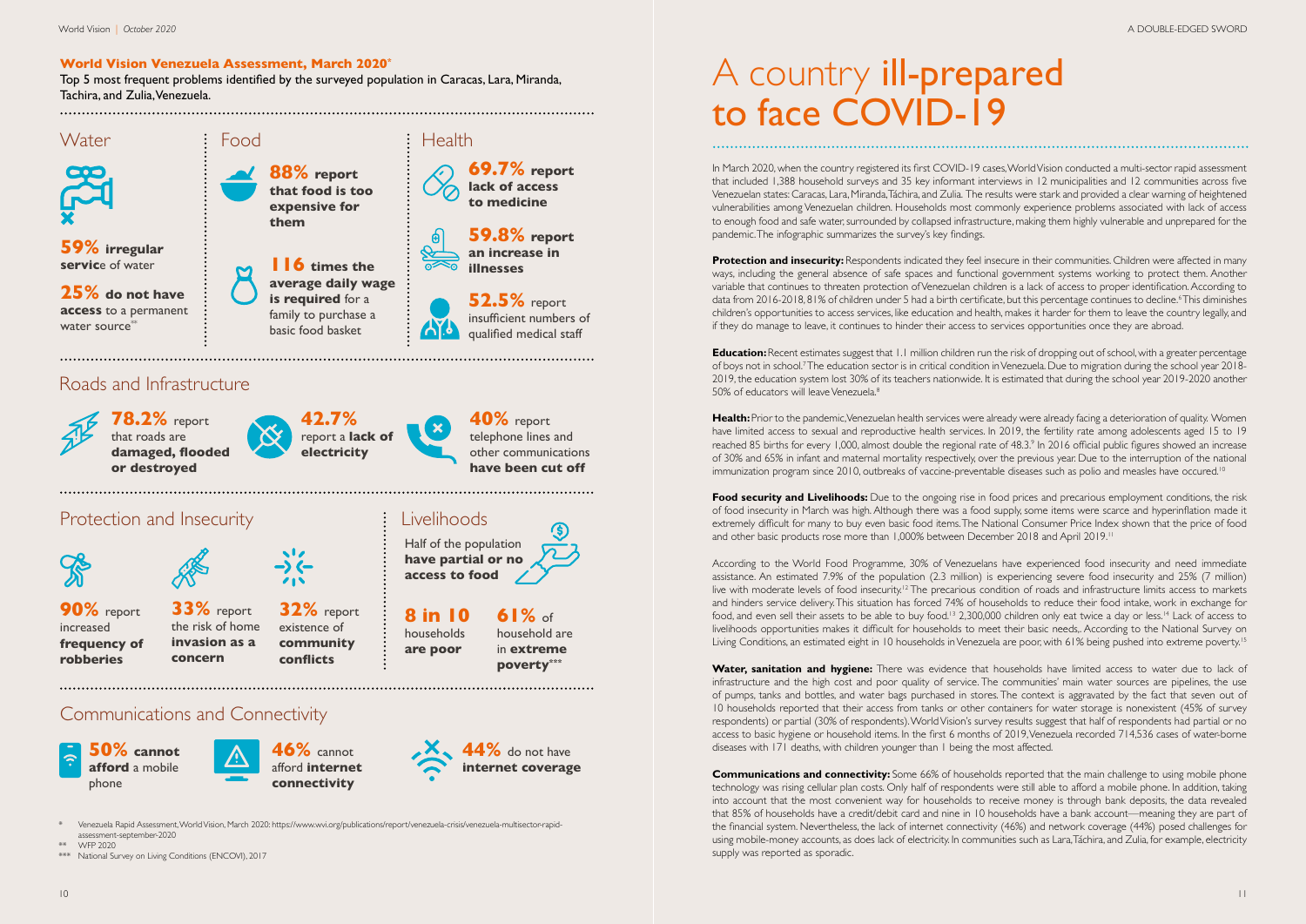**World Vision Venezuela Assessment, March 2020***

Top 5 most frequent problems identified by the surveyed population in Caracas, Lara, Miranda, Tachira, and Zulia, Venezuela.

## Water

**59% irregular servic**e of water

**25% do not have access** to a permanent water source**

## Food

**88% report that food is too expensive for them**

**116 times the average daily wage is required** for a family to purchase a basic food basket

## Health

**69.7% report lack of access to medicine**

**59.8% report an increase in illnesses**

**52.5%** report insufficient numbers of qualified medical staff

## Roads and Infrastructure

**78.2%** report that roads are **damaged, flooded or destroyed**

**42.7%** report a **lack of electricity**

**40%** report telephone lines and other communications **have been cut off**

## Protection and Insecurity

**90%** report increased **frequency of robberies**

**33%** report the risk of home **invasion as a concern**

**32%** report existence of **community conflicts**

## Livelihoods

Half of the population **have partial or no access to food**

**8 in 10** households **are poor**

**61%** of household are in **extreme poverty*****

## Communications and Connectivity

**50% cannot afford** a mobile phone

**46%** cannot afford **internet connectivity**

**44%** do not have **internet coverage**

\* Venezuela Rapid Assessment, World Vision, March 2020: https://www.wvi.org/publications/report/venezuela-crisis/venezuela-multisector-rapid-assessment-september-2020

** WFP 2020

*** National Survey on Living Conditions (ENCOVI), 2017

# A country ill-prepared to face COVID-19

In March 2020, when the country registered its first COVID-19 cases, World Vision conducted a multi-sector rapid assessment that included 1,388 household surveys and 35 key informant interviews in 12 municipalities and 12 communities across five Venezuelan states: Caracas, Lara, Miranda, Táchira, and Zulia. The results were stark and provided a clear warning of heightened vulnerabilities among Venezuelan children. Households most commonly experience problems associated with lack of access to enough food and safe water, surrounded by collapsed infrastructure, making them highly vulnerable and unprepared for the pandemic. The infographic summarizes the survey's key findings.

**Protection and insecurity:** Respondents indicated they feel insecure in their communities. Children were affected in many ways, including the general absence of safe spaces and functional government systems working to protect them. Another variable that continues to threaten protection of Venezuelan children is a lack of access to proper identification. According to data from 2016-2018, 81% of children under 5 had a birth certificate, but this percentage continues to decline.[6] This diminishes children's opportunities to access services, like education and health, makes it harder for them to leave the country legally, and if they do manage to leave, it continues to hinder their access to services opportunities once they are abroad.

**Education:** Recent estimates suggest that 1.1 million children run the risk of dropping out of school, with a greater percentage of boys not in school.[7] The education sector is in critical condition in Venezuela. Due to migration during the school year 2018-2019, the education system lost 30% of its teachers nationwide. It is estimated that during the school year 2019-2020 another 50% of educators will leave Venezuela.[8]

**Health:** Prior to the pandemic, Venezuelan health services were already were already facing a deterioration of quality. Women have limited access to sexual and reproductive health services. In 2019, the fertility rate among adolescents aged 15 to 19 reached 85 births for every 1,000, almost double the regional rate of 48.3.[9] In 2016 official public figures showed an increase of 30% and 65% in infant and maternal mortality respectively, over the previous year. Due to the interruption of the national immunization program since 2010, outbreaks of vaccine-preventable diseases such as polio and measles have occured.[10]

**Food security and Livelihoods:** Due to the ongoing rise in food prices and precarious employment conditions, the risk of food insecurity in March was high. Although there was a food supply, some items were scarce and hyperinflation made it extremely difficult for many to buy even basic food items. The National Consumer Price Index shown that the price of food and other basic products rose more than 1,000% between December 2018 and April 2019.[11]

According to the World Food Programme, 30% of Venezuelans have experienced food insecurity and need immediate assistance. An estimated 7.9% of the population (2.3 million) is experiencing severe food insecurity and 25% (7 million) live with moderate levels of food insecurity.[12] The precarious condition of roads and infrastructure limits access to markets and hinders service delivery. This situation has forced 74% of households to reduce their food intake, work in exchange for food, and even sell their assets to be able to buy food.[13] 2,300,000 children only eat twice a day or less.[14] Lack of access to livelihoods opportunities makes it difficult for households to meet their basic needs,. According to the National Survey on Living Conditions, an estimated eight in 10 households in Venezuela are poor, with 61% being pushed into extreme poverty.[15]

**Water, sanitation and hygiene:** There was evidence that households have limited access to water due to lack of infrastructure and the high cost and poor quality of service. The communities' main water sources are pipelines, the use of pumps, tanks and bottles, and water bags purchased in stores. The context is aggravated by the fact that seven out of 10 households reported that their access from tanks or other containers for water storage is nonexistent (45% of survey respondents) or partial (30% of respondents). World Vision's survey results suggest that half of respondents had partial or no access to basic hygiene or household items. In the first 6 months of 2019, Venezuela recorded 714,536 cases of water-borne diseases with 171 deaths, with children younger than 1 being the most affected.

**Communications and connectivity:** Some 66% of households reported that the main challenge to using mobile phone technology was rising cellular plan costs. Only half of respondents were still able to afford a mobile phone. In addition, taking into account that the most convenient way for households to receive money is through bank deposits, the data revealed that 85% of households have a credit/debit card and nine in 10 households have a bank account—meaning they are part of the financial system. Nevertheless, the lack of internet connectivity (46%) and network coverage (44%) posed challenges for using mobile-money accounts, as does lack of electricity. In communities such as Lara, Táchira, and Zulia, for example, electricity supply was reported as sporadic.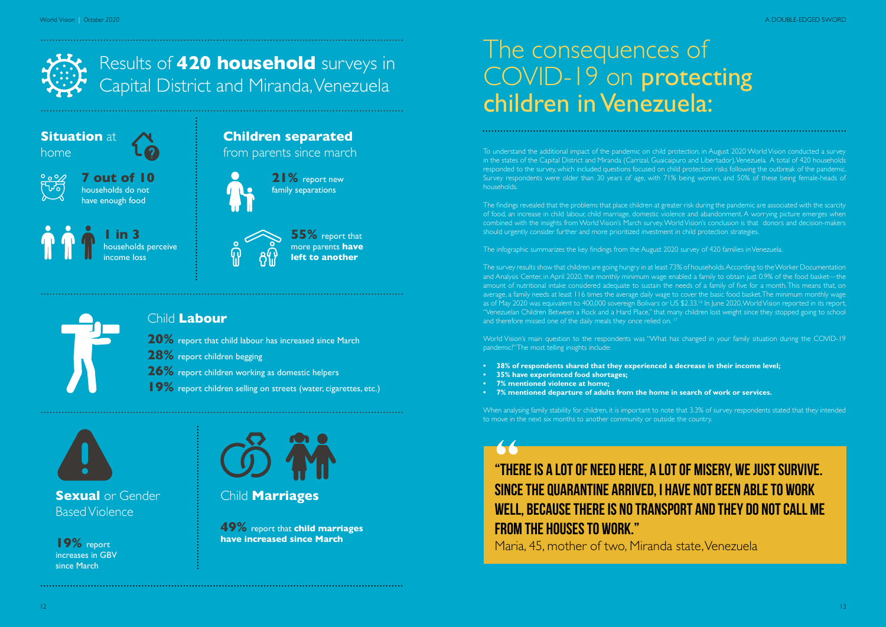## Results of **420 household** surveys in Capital District and Miranda, Venezuela

### **Situation** at home

**7 out of 10** households do not have enough food

**1 in 3** households perceive income loss

### **Children separated** from parents since march

**21%** report new family separations

**55%** report that more parents **have left to another**

### Child **Labour**

**20%** report that child labour has increased since March

**28%** report children begging

**26%** report children working as domestic helpers

**19%** report children selling on streets (water, cigarettes, etc.)

### **Sexual** or Gender Based Violence

**19%** report increases in GBV since March

### Child **Marriages**

**49%** report that **child marriages have increased since March**

# The consequences of COVID-19 on protecting children in Venezuela:

To understand the additional impact of the pandemic on child protection, in August 2020 World Vision conducted a survey in the states of the Capital District and Miranda (Carrizal, Guaicaipuro and Libertador), Venezuela. A total of 420 households responded to the survey, which included questions focused on child protection risks following the outbreak of the pandemic. Survey respondents were older than 30 years of age, with 71% being women, and 50% of these being female-heads of households.

The findings revealed that the problems that place children at greater risk during the pandemic are associated with the scarcity of food, an increase in child labour, child marriage, domestic violence and abandonment. A worrying picture emerges when combined with the insights from World Vision's March survey. World Vision's conclusion is that donors and decision-makers should urgently consider further and more prioritized investment in child protection strategies.

The infographic summarizes the key findings from the August 2020 survey of 420 families in Venezuela.

The survey results show that children are going hungry in at least 73% of households. According to the Worker Documentation and Analysis Center, in April 2020, the monthly minimum wage enabled a family to obtain just 0.9% of the food basket—the amount of nutritional intake considered adequate to sustain the needs of a family of five for a month. This means that, on average, a family needs at least 116 times the average daily wage to cover the basic food basket. The minimum monthly wage as of May 2020 was equivalent to 400,000 sovereign Bolivars or US $2.33.[16] In June 2020, World Vision reported in its report, "Venezuelan Children Between a Rock and a Hard Place," that many children lost weight since they stopped going to school and therefore missed one of the daily meals they once relied on.[17]

World Vision's main question to the respondents was "What has changed in your family situation during the COVID-19 pandemic?" The most telling insights include:

- **38% of respondents shared that they experienced a decrease in their income level;**
- **35% have experienced food shortages;**
- **7% mentioned violence at home;**
- **7% mentioned departure of adults from the home in search of work or services.**

When analysing family stability for children, it is important to note that 3.3% of survey respondents stated that they intended to move in the next six months to another community or outside the country.

> **"THERE IS A LOT OF NEED HERE, A LOT OF MISERY, WE JUST SURVIVE. SINCE THE QUARANTINE ARRIVED, I HAVE NOT BEEN ABLE TO WORK WELL, BECAUSE THERE IS NO TRANSPORT AND THEY DO NOT CALL ME FROM THE HOUSES TO WORK."**
>
> Maria, 45, mother of two, Miranda state, Venezuela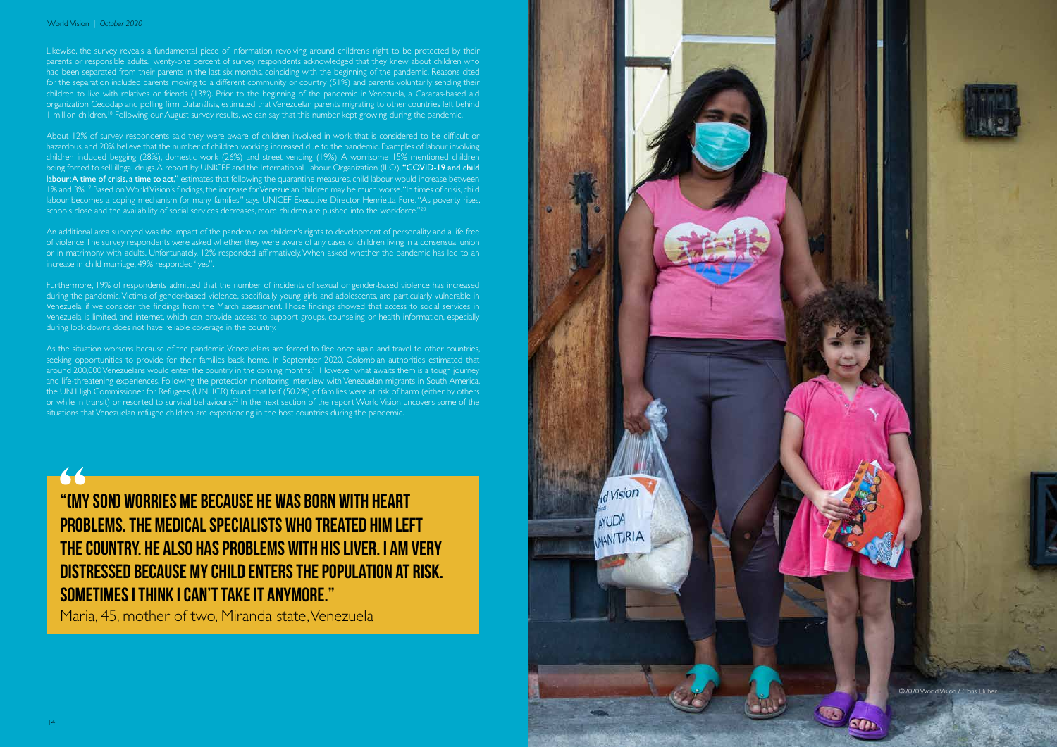Likewise, the survey reveals a fundamental piece of information revolving around children's right to be protected by their parents or responsible adults. Twenty-one percent of survey respondents acknowledged that they knew about children who had been separated from their parents in the last six months, coinciding with the beginning of the pandemic. Reasons cited for the separation included parents moving to a different community or country (51%) and parents voluntarily sending their children to live with relatives or friends (13%). Prior to the beginning of the pandemic in Venezuela, a Caracas-based aid organization Cecodap and polling firm Datanálisis, estimated that Venezuelan parents migrating to other countries left behind 1 million children.[18] Following our August survey results, we can say that this number kept growing during the pandemic.

About 12% of survey respondents said they were aware of children involved in work that is considered to be difficult or hazardous, and 20% believe that the number of children working increased due to the pandemic. Examples of labour involving children included begging (28%), domestic work (26%) and street vending (19%). A worrisome 15% mentioned children being forced to sell illegal drugs. A report by UNICEF and the International Labour Organization (ILO), **"COVID-19 and child labour: A time of crisis, a time to act,"** estimates that following the quarantine measures, child labour would increase between 1% and 3%.[19] Based on World Vision's findings, the increase for Venezuelan children may be much worse. "In times of crisis, child labour becomes a coping mechanism for many families," says UNICEF Executive Director Henrietta Fore. "As poverty rises, schools close and the availability of social services decreases, more children are pushed into the workforce."[20]

An additional area surveyed was the impact of the pandemic on children's rights to development of personality and a life free of violence. The survey respondents were asked whether they were aware of any cases of children living in a consensual union or in matrimony with adults. Unfortunately, 12% responded affirmatively. When asked whether the pandemic has led to an increase in child marriage, 49% responded "yes".

Furthermore, 19% of respondents admitted that the number of incidents of sexual or gender-based violence has increased during the pandemic. Victims of gender-based violence, specifically young girls and adolescents, are particularly vulnerable in Venezuela, if we consider the findings from the March assessment. Those findings showed that access to social services in Venezuela is limited, and internet, which can provide access to support groups, counseling or health information, especially during lock downs, does not have reliable coverage in the country.

As the situation worsens because of the pandemic, Venezuelans are forced to flee once again and travel to other countries, seeking opportunities to provide for their families back home. In September 2020, Colombian authorities estimated that around 200,000 Venezuelans would enter the country in the coming months.[21] However, what awaits them is a tough journey and life-threatening experiences. Following the protection monitoring interview with Venezuelan migrants in South America, the UN High Commissioner for Refugees (UNHCR) found that half (50.2%) of families were at risk of harm (either by others or while in transit) or resorted to survival behaviours.[22] In the next section of the report World Vision uncovers some of the situations that Venezuelan refugee children are experiencing in the host countries during the pandemic.

> **"(MY SON) WORRIES ME BECAUSE HE WAS BORN WITH HEART PROBLEMS. THE MEDICAL SPECIALISTS WHO TREATED HIM LEFT THE COUNTRY. HE ALSO HAS PROBLEMS WITH HIS LIVER. I AM VERY DISTRESSED BECAUSE MY CHILD ENTERS THE POPULATION AT RISK. SOMETIMES I THINK I CAN'T TAKE IT ANYMORE."**
>
> Maria, 45, mother of two, Miranda state, Venezuela

©2020 World Vision / Chris Huber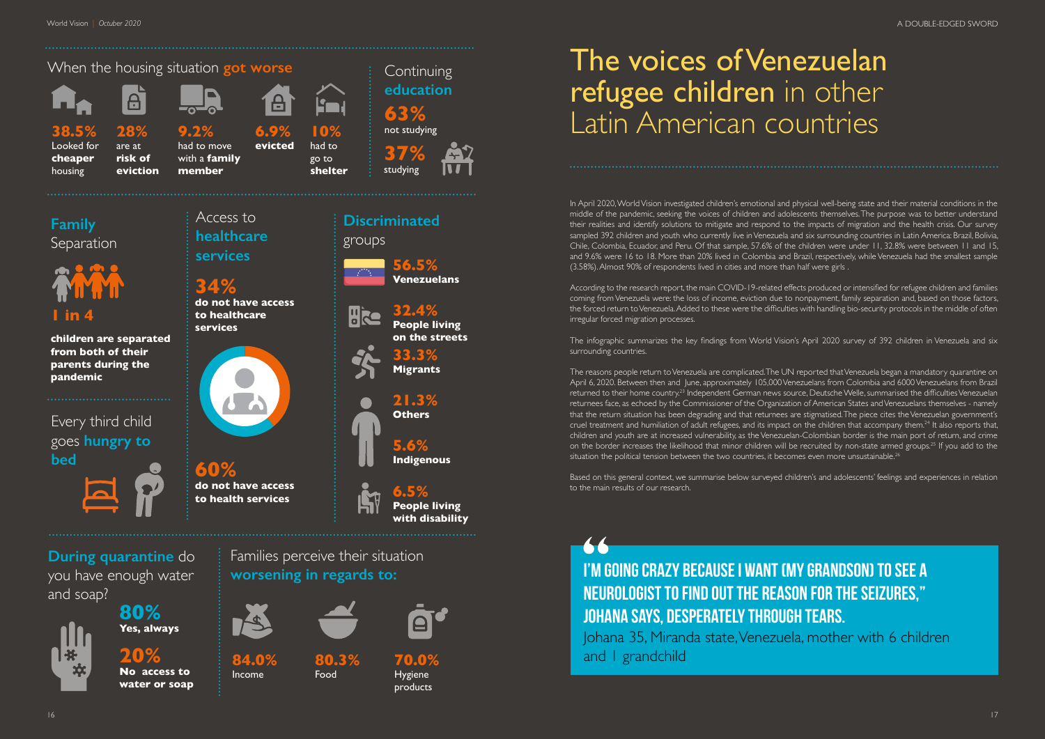## When the housing situation got worse

- **38.5%** Looked for **cheaper** housing
- **28%** are at **risk of eviction**
- **9.2%** had to move with a **family member**
- **6.9%** **evicted**
- **10%** had to go to **shelter**

## Continuing education

- **63%** not studying
- **37%** studying

## Family Separation

**1 in 4**

**children are separated from both of their parents during the pandemic**

## Every third child goes hungry to bed

## Access to healthcare services

**34%** **do not have access to healthcare services**

**60%** **do not have access to health services**

## Discriminated groups

- **56.5%** **Venezuelans**
- **32.4%** **People living on the streets**
- **33.3%** **Migrants**
- **21.3%** **Others**
- **5.6%** **Indigenous**
- **6.5%** **People living with disability**

## During quarantine do you have enough water and soap?

- **80%** **Yes, always**
- **20%** **No access to water or soap**

## Families perceive their situation worsening in regards to:

- **84.0%** Income
- **80.3%** Food
- **70.0%** Hygiene products

# The voices of Venezuelan refugee children in other Latin American countries

In April 2020, World Vision investigated children's emotional and physical well-being state and their material conditions in the middle of the pandemic, seeking the voices of children and adolescents themselves. The purpose was to better understand their realities and identify solutions to mitigate and respond to the impacts of migration and the health crisis. Our survey sampled 392 children and youth who currently live in Venezuela and six surrounding countries in Latin America: Brazil, Bolivia, Chile, Colombia, Ecuador, and Peru. Of that sample, 57.6% of the children were under 11, 32.8% were between 11 and 15, and 9.6% were 16 to 18. More than 20% lived in Colombia and Brazil, respectively, while Venezuela had the smallest sample (3.58%). Almost 90% of respondents lived in cities and more than half were girls .

According to the research report, the main COVID-19-related effects produced or intensified for refugee children and families coming from Venezuela were: the loss of income, eviction due to nonpayment, family separation and, based on those factors, the forced return to Venezuela. Added to these were the difficulties with handling bio-security protocols in the middle of often irregular forced migration processes.

The infographic summarizes the key findings from World Vision's April 2020 survey of 392 children in Venezuela and six surrounding countries.

The reasons people return to Venezuela are complicated. The UN reported that Venezuela began a mandatory quarantine on April 6, 2020. Between then and June, approximately 105,000 Venezuelans from Colombia and 6000 Venezuelans from Brazil returned to their home country.[23] Independent German news source, Deutsche Welle, summarised the difficulties Venezuelan returnees face, as echoed by the Commissioner of the Organization of American States and Venezuelans themselves - namely that the return situation has been degrading and that returnees are stigmatised. The piece cites the Venezuelan government's cruel treatment and humiliation of adult refugees, and its impact on the children that accompany them.[24] It also reports that, children and youth are at increased vulnerability, as the Venezuelan-Colombian border is the main port of return, and crime on the border increases the likelihood that minor children will be recruited by non-state armed groups.[25] If you add to the situation the political tension between the two countries, it becomes even more unsustainable.[26]

Based on this general context, we summarise below surveyed children's and adolescents' feelings and experiences in relation to the main results of our research.

> **"I'M GOING CRAZY BECAUSE I WANT (MY GRANDSON) TO SEE A NEUROLOGIST TO FIND OUT THE REASON FOR THE SEIZURES," JOHANA SAYS, DESPERATELY THROUGH TEARS.**
>
> Johana 35, Miranda state, Venezuela, mother with 6 children and 1 grandchild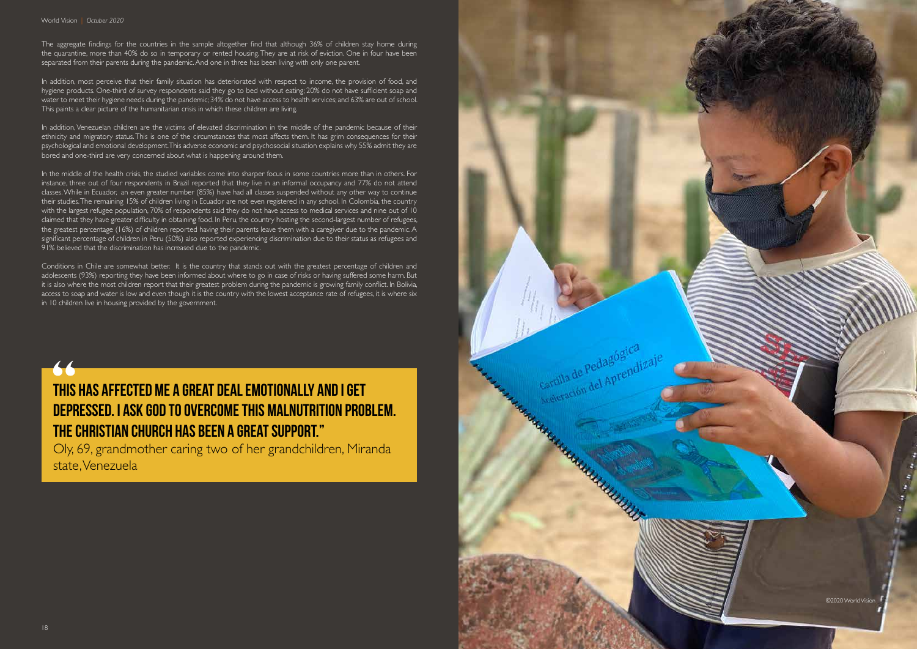The aggregate findings for the countries in the sample altogether find that although 36% of children stay home during the quarantine, more than 40% do so in temporary or rented housing. They are at risk of eviction. One in four have been separated from their parents during the pandemic. And one in three has been living with only one parent.

In addition, most perceive that their family situation has deteriorated with respect to income, the provision of food, and hygiene products. One-third of survey respondents said they go to bed without eating; 20% do not have sufficient soap and water to meet their hygiene needs during the pandemic; 34% do not have access to health services; and 63% are out of school. This paints a clear picture of the humanitarian crisis in which these children are living.

In addition, Venezuelan children are the victims of elevated discrimination in the middle of the pandemic because of their ethnicity and migratory status. This is one of the circumstances that most affects them. It has grim consequences for their psychological and emotional development. This adverse economic and psychosocial situation explains why 55% admit they are bored and one-third are very concerned about what is happening around them.

In the middle of the health crisis, the studied variables come into sharper focus in some countries more than in others. For instance, three out of four respondents in Brazil reported that they live in an informal occupancy and 77% do not attend classes. While in Ecuador, an even greater number (85%) have had all classes suspended without any other way to continue their studies. The remaining 15% of children living in Ecuador are not even registered in any school. In Colombia, the country with the largest refugee population, 70% of respondents said they do not have access to medical services and nine out of 10 claimed that they have greater difficulty in obtaining food. In Peru, the country hosting the second-largest number of refugees, the greatest percentage (16%) of children reported having their parents leave them with a caregiver due to the pandemic. A significant percentage of children in Peru (50%) also reported experiencing discrimination due to their status as refugees and 91% believed that the discrimination has increased due to the pandemic.

Conditions in Chile are somewhat better. It is the country that stands out with the greatest percentage of children and adolescents (93%) reporting they have been informed about where to go in case of risks or having suffered some harm. But it is also where the most children report that their greatest problem during the pandemic is growing family conflict. In Bolivia, access to soap and water is low and even though it is the country with the lowest acceptance rate of refugees, it is where six in 10 children live in housing provided by the government.

> **"This has affected me a great deal emotionally and I get depressed. I ask God to overcome this malnutrition problem. The Christian church has been a great support."**
>
> Oly, 69, grandmother caring two of her grandchildren, Miranda state, Venezuela

©2020 World Vision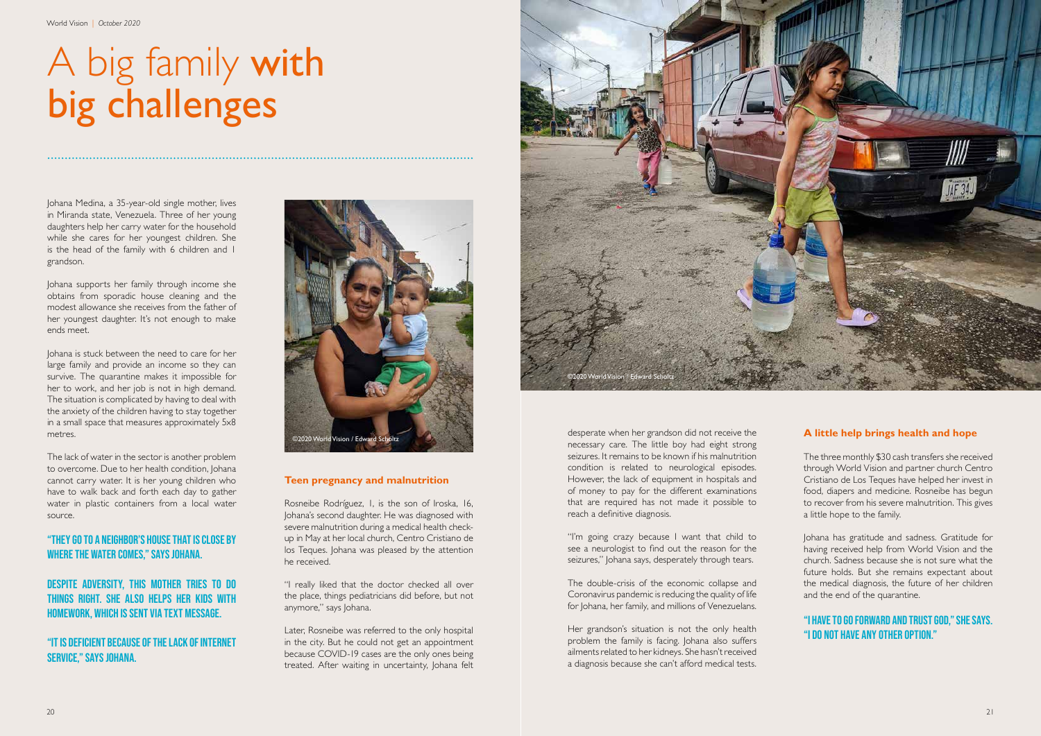# A big family **with big challenges**

Johana Medina, a 35-year-old single mother, lives in Miranda state, Venezuela. Three of her young daughters help her carry water for the household while she cares for her youngest children. She is the head of the family with 6 children and 1 grandson.

Johana supports her family through income she obtains from sporadic house cleaning and the modest allowance she receives from the father of her youngest daughter. It's not enough to make ends meet.

Johana is stuck between the need to care for her large family and provide an income so they can survive. The quarantine makes it impossible for her to work, and her job is not in high demand. The situation is complicated by having to deal with the anxiety of the children having to stay together in a small space that measures approximately 5x8 metres.

The lack of water in the sector is another problem to overcome. Due to her health condition, Johana cannot carry water. It is her young children who have to walk back and forth each day to gather water in plastic containers from a local water source.

**"THEY GO TO A NEIGHBOR'S HOUSE THAT IS CLOSE BY WHERE THE WATER COMES," SAYS JOHANA.**

**DESPITE ADVERSITY, THIS MOTHER TRIES TO DO THINGS RIGHT. SHE ALSO HELPS HER KIDS WITH HOMEWORK, WHICH IS SENT VIA TEXT MESSAGE.**

**"IT IS DEFICIENT BECAUSE OF THE LACK OF INTERNET SERVICE," SAYS JOHANA.**

©2020 World Vision / Edward Scholtz

### Teen pregnancy and malnutrition

Rosneibe Rodríguez, 1, is the son of Iroska, 16, Johana's second daughter. He was diagnosed with severe malnutrition during a medical health check-up in May at her local church, Centro Cristiano de los Teques. Johana was pleased by the attention he received.

"I really liked that the doctor checked all over the place, things pediatricians did before, but not anymore," says Johana.

Later, Rosneibe was referred to the only hospital in the city. But he could not get an appointment because COVID-19 cases are the only ones being treated. After waiting in uncertainty, Johana felt desperate when her grandson did not receive the necessary care. The little boy had eight strong seizures. It remains to be known if his malnutrition condition is related to neurological episodes. However, the lack of equipment in hospitals and of money to pay for the different examinations that are required has not made it possible to reach a definitive diagnosis.

"I'm going crazy because I want that child to see a neurologist to find out the reason for the seizures," Johana says, desperately through tears.

The double-crisis of the economic collapse and Coronavirus pandemic is reducing the quality of life for Johana, her family, and millions of Venezuelans.

Her grandson's situation is not the only health problem the family is facing. Johana also suffers ailments related to her kidneys. She hasn't received a diagnosis because she can't afford medical tests.

©2020 World Vision / Edward Scholtz

### A little help brings health and hope

The three monthly $30 cash transfers she received through World Vision and partner church Centro Cristiano de Los Teques have helped her invest in food, diapers and medicine. Rosneibe has begun to recover from his severe malnutrition. This gives a little hope to the family.

Johana has gratitude and sadness. Gratitude for having received help from World Vision and the church. Sadness because she is not sure what the future holds. But she remains expectant about the medical diagnosis, the future of her children and the end of the quarantine.

**"I HAVE TO GO FORWARD AND TRUST GOD," SHE SAYS. "I DO NOT HAVE ANY OTHER OPTION."**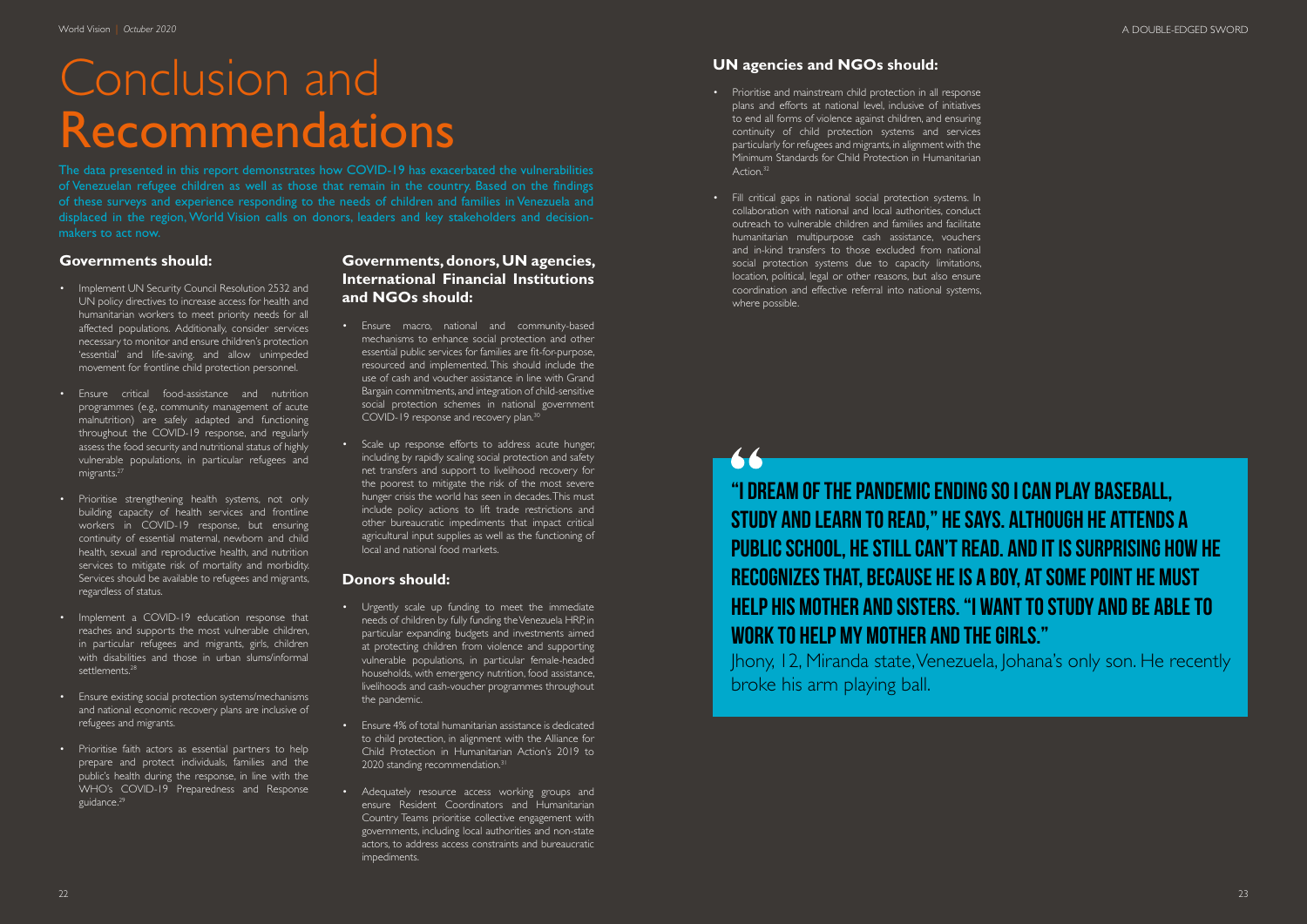# Conclusion and Recommendations

The data presented in this report demonstrates how COVID-19 has exacerbated the vulnerabilities of Venezuelan refugee children as well as those that remain in the country. Based on the findings of these surveys and experience responding to the needs of children and families in Venezuela and displaced in the region, World Vision calls on donors, leaders and key stakeholders and decision-makers to act now.

## Governments should:

- Implement UN Security Council Resolution 2532 and UN policy directives to increase access for health and humanitarian workers to meet priority needs for all affected populations. Additionally, consider services necessary to monitor and ensure children's protection 'essential' and life-saving, and allow unimpeded movement for frontline child protection personnel.
- Ensure critical food-assistance and nutrition programmes (e.g., community management of acute malnutrition) are safely adapted and functioning throughout the COVID-19 response, and regularly assess the food security and nutritional status of highly vulnerable populations, in particular refugees and migrants.[27]
- Prioritise strengthening health systems, not only building capacity of health services and frontline workers in COVID-19 response, but ensuring continuity of essential maternal, newborn and child health, sexual and reproductive health, and nutrition services to mitigate risk of mortality and morbidity. Services should be available to refugees and migrants, regardless of status.
- Implement a COVID-19 education response that reaches and supports the most vulnerable children, in particular refugees and migrants, girls, children with disabilities and those in urban slums/informal settlements.[28]
- Ensure existing social protection systems/mechanisms and national economic recovery plans are inclusive of refugees and migrants.
- Prioritise faith actors as essential partners to help prepare and protect individuals, families and the public's health during the response, in line with the WHO's COVID-19 Preparedness and Response guidance.[29]

## Governments, donors, UN agencies, International Financial Institutions and NGOs should:

- Ensure macro, national and community-based mechanisms to enhance social protection and other essential public services for families are fit-for-purpose, resourced and implemented. This should include the use of cash and voucher assistance in line with Grand Bargain commitments, and integration of child-sensitive social protection schemes in national government COVID-19 response and recovery plan.[30]
- Scale up response efforts to address acute hunger, including by rapidly scaling social protection and safety net transfers and support to livelihood recovery for the poorest to mitigate the risk of the most severe hunger crisis the world has seen in decades. This must include policy actions to lift trade restrictions and other bureaucratic impediments that impact critical agricultural input supplies as well as the functioning of local and national food markets.

## Donors should:

- Urgently scale up funding to meet the immediate needs of children by fully funding the Venezuela HRP, in particular expanding budgets and investments aimed at protecting children from violence and supporting vulnerable populations, in particular female-headed households, with emergency nutrition, food assistance, livelihoods and cash-voucher programmes throughout the pandemic.
- Ensure 4% of total humanitarian assistance is dedicated to child protection, in alignment with the Alliance for Child Protection in Humanitarian Action's 2019 to 2020 standing recommendation.[31]
- Adequately resource access working groups and ensure Resident Coordinators and Humanitarian Country Teams prioritise collective engagement with governments, including local authorities and non-state actors, to address access constraints and bureaucratic impediments.

## UN agencies and NGOs should:

- Prioritise and mainstream child protection in all response plans and efforts at national level, inclusive of initiatives to end all forms of violence against children, and ensuring continuity of child protection systems and services particularly for refugees and migrants, in alignment with the Minimum Standards for Child Protection in Humanitarian Action.[32]
- Fill critical gaps in national social protection systems. In collaboration with national and local authorities, conduct outreach to vulnerable children and families and facilitate humanitarian multipurpose cash assistance, vouchers and in-kind transfers to those excluded from national social protection systems due to capacity limitations, location, political, legal or other reasons, but also ensure coordination and effective referral into national systems, where possible.

> **"I DREAM OF THE PANDEMIC ENDING SO I CAN PLAY BASEBALL, STUDY AND LEARN TO READ," HE SAYS. ALTHOUGH HE ATTENDS A PUBLIC SCHOOL, HE STILL CAN'T READ. AND IT IS SURPRISING HOW HE RECOGNIZES THAT, BECAUSE HE IS A BOY, AT SOME POINT HE MUST HELP HIS MOTHER AND SISTERS. "I WANT TO STUDY AND BE ABLE TO WORK TO HELP MY MOTHER AND THE GIRLS."**
>
> Jhony, 12, Miranda state, Venezuela, Johana's only son. He recently broke his arm playing ball.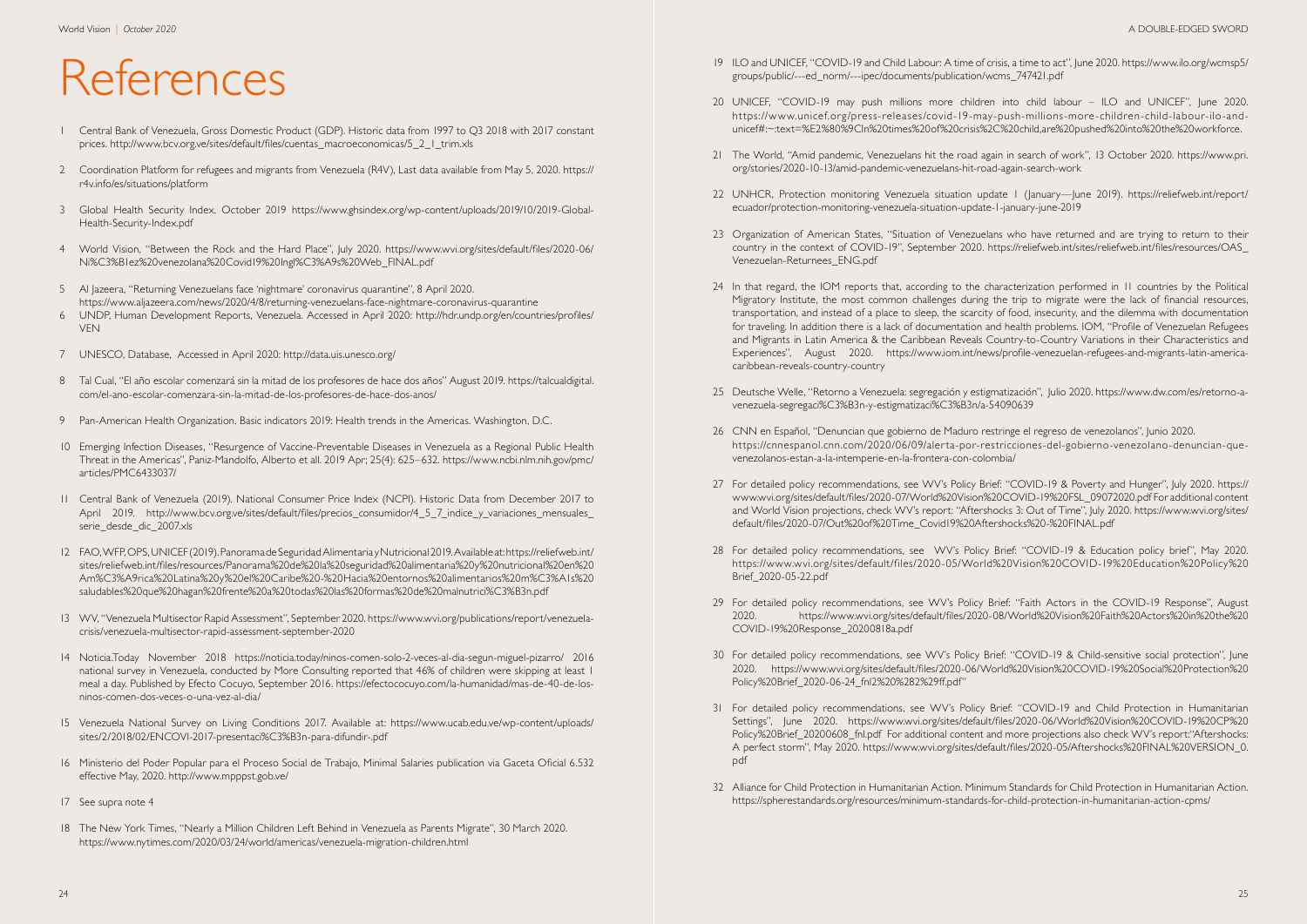# References

1. Central Bank of Venezuela, Gross Domestic Product (GDP). Historic data from 1997 to Q3 2018 with 2017 constant prices. http://www.bcv.org.ve/sites/default/files/cuentas_macroeconomicas/5_2_1_trim.xls

2. Coordination Platform for refugees and migrants from Venezuela (R4V), Last data available from May 5, 2020. https://r4v.info/es/situations/platform

3. Global Health Security Index, October 2019 https://www.ghsindex.org/wp-content/uploads/2019/10/2019-Global-Health-Security-Index.pdf

4. World Vision, "Between the Rock and the Hard Place", July 2020. https://www.wvi.org/sites/default/files/2020-06/Ni%C3%B1ez%20venezolana%20Covid19%20Ingl%C3%A9s%20Web_FINAL.pdf

5. Al Jazeera, "Returning Venezuelans face 'nightmare' coronavirus quarantine", 8 April 2020. https://www.aljazeera.com/news/2020/4/8/returning-venezuelans-face-nightmare-coronavirus-quarantine

6. UNDP, Human Development Reports, Venezuela. Accessed in April 2020: http://hdr.undp.org/en/countries/profiles/VEN

7. UNESCO, Database, Accessed in April 2020: http://data.uis.unesco.org/

8. Tal Cual, "El año escolar comenzará sin la mitad de los profesores de hace dos años" August 2019. https://talcualdigital.com/el-ano-escolar-comenzara-sin-la-mitad-de-los-profesores-de-hace-dos-anos/

9. Pan-American Health Organization. Basic indicators 2019: Health trends in the Americas. Washington, D.C.

10. Emerging Infection Diseases, "Resurgence of Vaccine-Preventable Diseases in Venezuela as a Regional Public Health Threat in the Americas", Paniz-Mandolfo, Alberto et all. 2019 Apr; 25(4): 625–632. https://www.ncbi.nlm.nih.gov/pmc/articles/PMC6433037/

11. Central Bank of Venezuela (2019). National Consumer Price Index (NCPI). Historic Data from December 2017 to April 2019. http://www.bcv.org.ve/sites/default/files/precios_consumidor/4_5_7_indice_y_variaciones_mensuales_serie_desde_dic_2007.xls

12. FAO, WFP, OPS, UNICEF (2019). Panorama de Seguridad Alimentaria y Nutricional 2019. Available at: https://reliefweb.int/sites/reliefweb.int/files/resources/Panorama%20de%20la%20seguridad%20alimentaria%20y%20nutricional%20en%20Am%C3%A9rica%20Latina%20y%20el%20Caribe%20-%20Hacia%20entornos%20alimentarios%20m%C3%A1s%20saludables%20que%20hagan%20frente%20a%20todas%20las%20formas%20de%20malnutrici%C3%B3n.pdf

13. WV, "Venezuela Multisector Rapid Assessment", September 2020. https://www.wvi.org/publications/report/venezuela-crisis/venezuela-multisector-rapid-assessment-september-2020

14. Noticia.Today November 2018 https://noticia.today/ninos-comen-solo-2-veces-al-dia-segun-miguel-pizarro/ 2016 national survey in Venezuela, conducted by More Consulting reported that 46% of children were skipping at least 1 meal a day. Published by Efecto Cocuyo, September 2016. https://efectococuyo.com/la-humanidad/mas-de-40-de-los-ninos-comen-dos-veces-o-una-vez-al-dia/

15. Venezuela National Survey on Living Conditions 2017. Available at: https://www.ucab.edu.ve/wp-content/uploads/sites/2/2018/02/ENCOVI-2017-presentaci%C3%B3n-para-difundir-.pdf

16. Ministerio del Poder Popular para el Proceso Social de Trabajo, Minimal Salaries publication via Gaceta Oficial 6.532 effective May, 2020. http://www.mpppst.gob.ve/

17. See supra note 4

18. The New York Times, "Nearly a Million Children Left Behind in Venezuela as Parents Migrate", 30 March 2020. https://www.nytimes.com/2020/03/24/world/americas/venezuela-migration-children.html

19. ILO and UNICEF, "COVID-19 and Child Labour: A time of crisis, a time to act", June 2020. https://www.ilo.org/wcmsp5/groups/public/---ed_norm/---ipec/documents/publication/wcms_747421.pdf

20. UNICEF, "COVID-19 may push millions more children into child labour – ILO and UNICEF", June 2020. https://www.unicef.org/press-releases/covid-19-may-push-millions-more-children-child-labour-ilo-and-unicef#:~:text=%E2%80%9CIn%20times%20of%20crisis%2C%20child,are%20pushed%20into%20the%20workforce.

21. The World, "Amid pandemic, Venezuelans hit the road again in search of work", 13 October 2020. https://www.pri.org/stories/2020-10-13/amid-pandemic-venezuelans-hit-road-again-search-work

22. UNHCR, Protection monitoring Venezuela situation update 1 (January—June 2019). https://reliefweb.int/report/ecuador/protection-monitoring-venezuela-situation-update-1-january-june-2019

23. Organization of American States, "Situation of Venezuelans who have returned and are trying to return to their country in the context of COVID-19", September 2020. https://reliefweb.int/sites/reliefweb.int/files/resources/OAS_Venezuelan-Returnees_ENG.pdf

24. In that regard, the IOM reports that, according to the characterization performed in 11 countries by the Political Migratory Institute, the most common challenges during the trip to migrate were the lack of financial resources, transportation, and instead of a place to sleep, the scarcity of food, insecurity, and the dilemma with documentation for traveling. In addition there is a lack of documentation and health problems. IOM, "Profile of Venezuelan Refugees and Migrants in Latin America & the Caribbean Reveals Country-to-Country Variations in their Characteristics and Experiences", August 2020. https://www.iom.int/news/profile-venezuelan-refugees-and-migrants-latin-america-caribbean-reveals-country-country

25. Deutsche Welle, "Retorno a Venezuela: segregación y estigmatización", Julio 2020. https://www.dw.com/es/retorno-a-venezuela-segregaci%C3%B3n-y-estigmatizaci%C3%B3n/a-54090639

26. CNN en Español, "Denuncian que gobierno de Maduro restringe el regreso de venezolanos", Junio 2020. https://cnnespanol.cnn.com/2020/06/09/alerta-por-restricciones-del-gobierno-venezolano-denuncian-que-venezolanos-estan-a-la-intemperie-en-la-frontera-con-colombia/

27. For detailed policy recommendations, see WV's Policy Brief: "COVID-19 & Poverty and Hunger", July 2020. https://www.wvi.org/sites/default/files/2020-07/World%20Vision%20COVID-19%20FSL_09072020.pdf For additional content and World Vision projections, check WV's report: "Aftershocks 3: Out of Time", July 2020. https://www.wvi.org/sites/default/files/2020-07/Out%20of%20Time%20Covid19%20Aftershocks%20-%20FINAL.pdf

28. For detailed policy recommendations, see WV's Policy Brief: "COVID-19 & Education policy brief", May 2020. https://www.wvi.org/sites/default/files/2020-05/World%20Vision%20COVID-19%20Education%20Policy%20Brief_2020-05-22.pdf

29. For detailed policy recommendations, see WV's Policy Brief: "Faith Actors in the COVID-19 Response", August 2020. https://www.wvi.org/sites/default/files/2020-08/World%20Vision%20Faith%20Actors%20in%20the%20COVID-19%20Response_20200818a.pdf

30. For detailed policy recommendations, see WV's Policy Brief: "COVID-19 & Child-sensitive social protection", June 2020. https://www.wvi.org/sites/default/files/2020-06/World%20Vision%20COVID-19%20Social%20Protection%20Policy%20Brief_2020-06-24_fnl2%20%282%29ff.pdf"

31. For detailed policy recommendations, see WV's Policy Brief: "COVID-19 and Child Protection in Humanitarian Settings", June 2020. https://www.wvi.org/sites/default/files/2020-06/World%20Vision%20COVID-19%20CP%20Policy%20Brief_20200608_fnl.pdf For additional content and more projections also check WV's report:"Aftershocks: A perfect storm", May 2020. https://www.wvi.org/sites/default/files/2020-05/Aftershocks%20FINAL%20VERSION_0.pdf

32. Alliance for Child Protection in Humanitarian Action. Minimum Standards for Child Protection in Humanitarian Action. https://spherestandards.org/resources/minimum-standards-for-child-protection-in-humanitarian-action-cpms/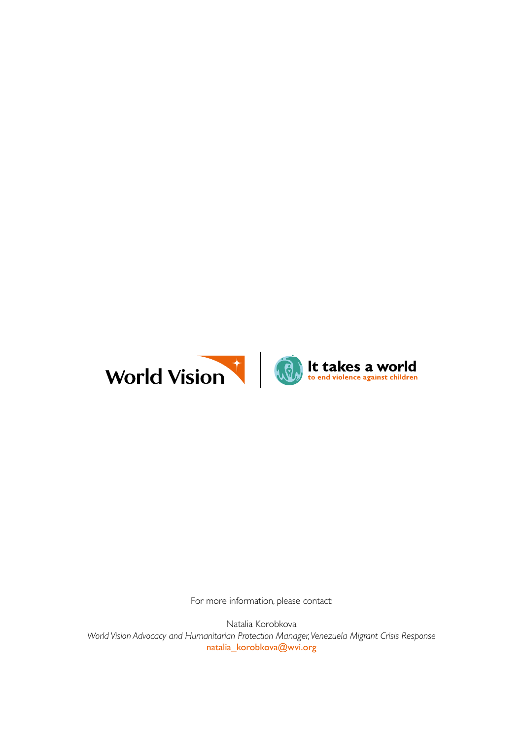World Vision | It takes a world to end violence against children

For more information, please contact:

Natalia Korobkova
*World Vision Advocacy and Humanitarian Protection Manager, Venezuela Migrant Crisis Response*
natalia_korobkova@wvi.org